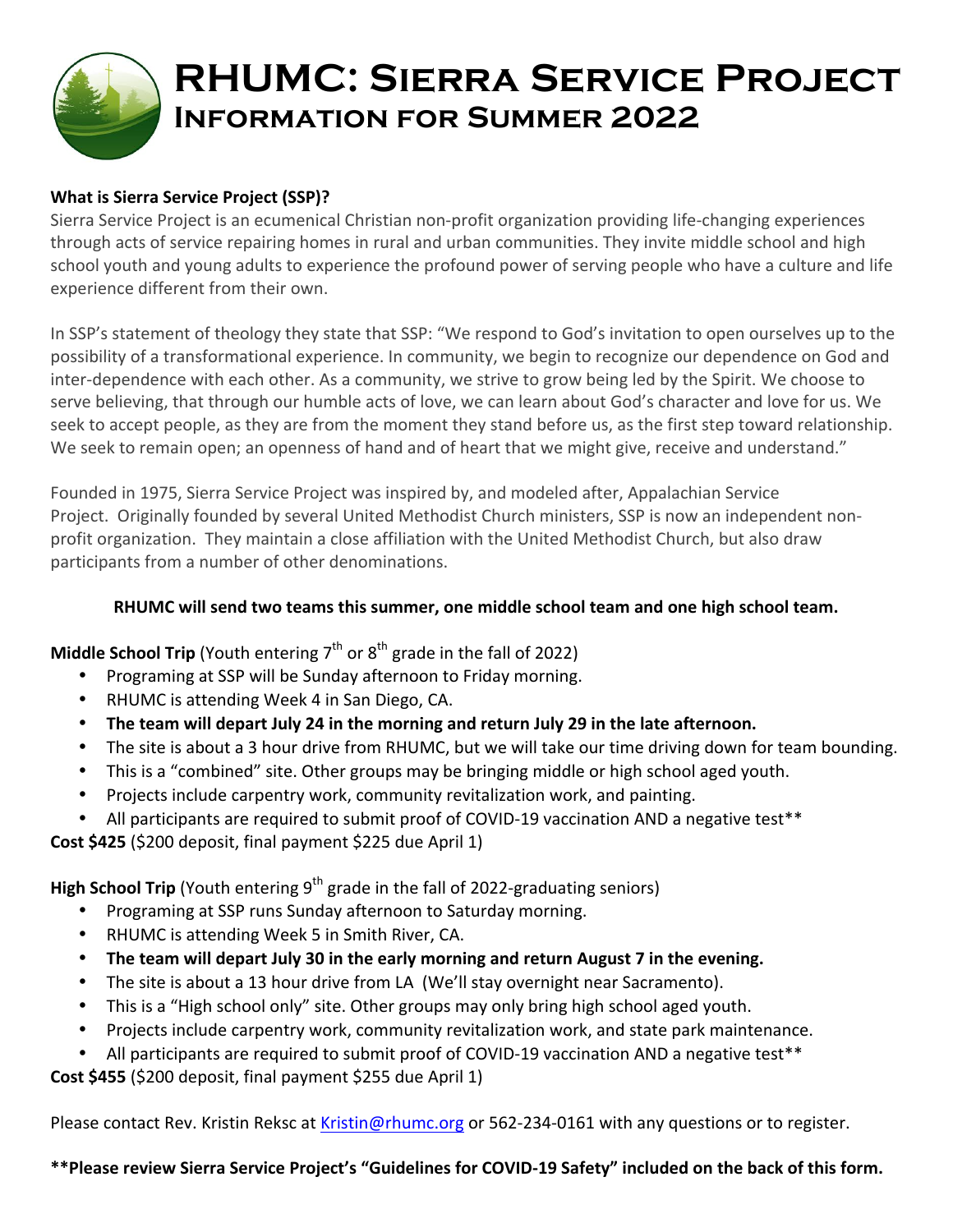# RHUMC: Sierra Service Project
## Information for Summer 2022

**What is Sierra Service Project (SSP)?**

Sierra Service Project is an ecumenical Christian non-profit organization providing life-changing experiences through acts of service repairing homes in rural and urban communities. They invite middle school and high school youth and young adults to experience the profound power of serving people who have a culture and life experience different from their own.

In SSP's statement of theology they state that SSP: "We respond to God's invitation to open ourselves up to the possibility of a transformational experience. In community, we begin to recognize our dependence on God and inter-dependence with each other. As a community, we strive to grow being led by the Spirit. We choose to serve believing, that through our humble acts of love, we can learn about God's character and love for us. We seek to accept people, as they are from the moment they stand before us, as the first step toward relationship. We seek to remain open; an openness of hand and of heart that we might give, receive and understand."

Founded in 1975, Sierra Service Project was inspired by, and modeled after, Appalachian Service Project. Originally founded by several United Methodist Church ministers, SSP is now an independent non-profit organization. They maintain a close affiliation with the United Methodist Church, but also draw participants from a number of other denominations.

**RHUMC will send two teams this summer, one middle school team and one high school team.**

**Middle School Trip** (Youth entering 7th or 8th grade in the fall of 2022)

- Programing at SSP will be Sunday afternoon to Friday morning.
- RHUMC is attending Week 4 in San Diego, CA.
- **The team will depart July 24 in the morning and return July 29 in the late afternoon.**
- The site is about a 3 hour drive from RHUMC, but we will take our time driving down for team bounding.
- This is a "combined" site. Other groups may be bringing middle or high school aged youth.
- Projects include carpentry work, community revitalization work, and painting.
- All participants are required to submit proof of COVID-19 vaccination AND a negative test**

**Cost $425** ($200 deposit, final payment $225 due April 1)

**High School Trip** (Youth entering 9th grade in the fall of 2022-graduating seniors)

- Programing at SSP runs Sunday afternoon to Saturday morning.
- RHUMC is attending Week 5 in Smith River, CA.
- **The team will depart July 30 in the early morning and return August 7 in the evening.**
- The site is about a 13 hour drive from LA (We'll stay overnight near Sacramento).
- This is a "High school only" site. Other groups may only bring high school aged youth.
- Projects include carpentry work, community revitalization work, and state park maintenance.
- All participants are required to submit proof of COVID-19 vaccination AND a negative test**

**Cost $455** ($200 deposit, final payment $255 due April 1)

Please contact Rev. Kristin Reksc at Kristin@rhumc.org or 562-234-0161 with any questions or to register.

**\*\*Please review Sierra Service Project's "Guidelines for COVID-19 Safety" included on the back of this form.**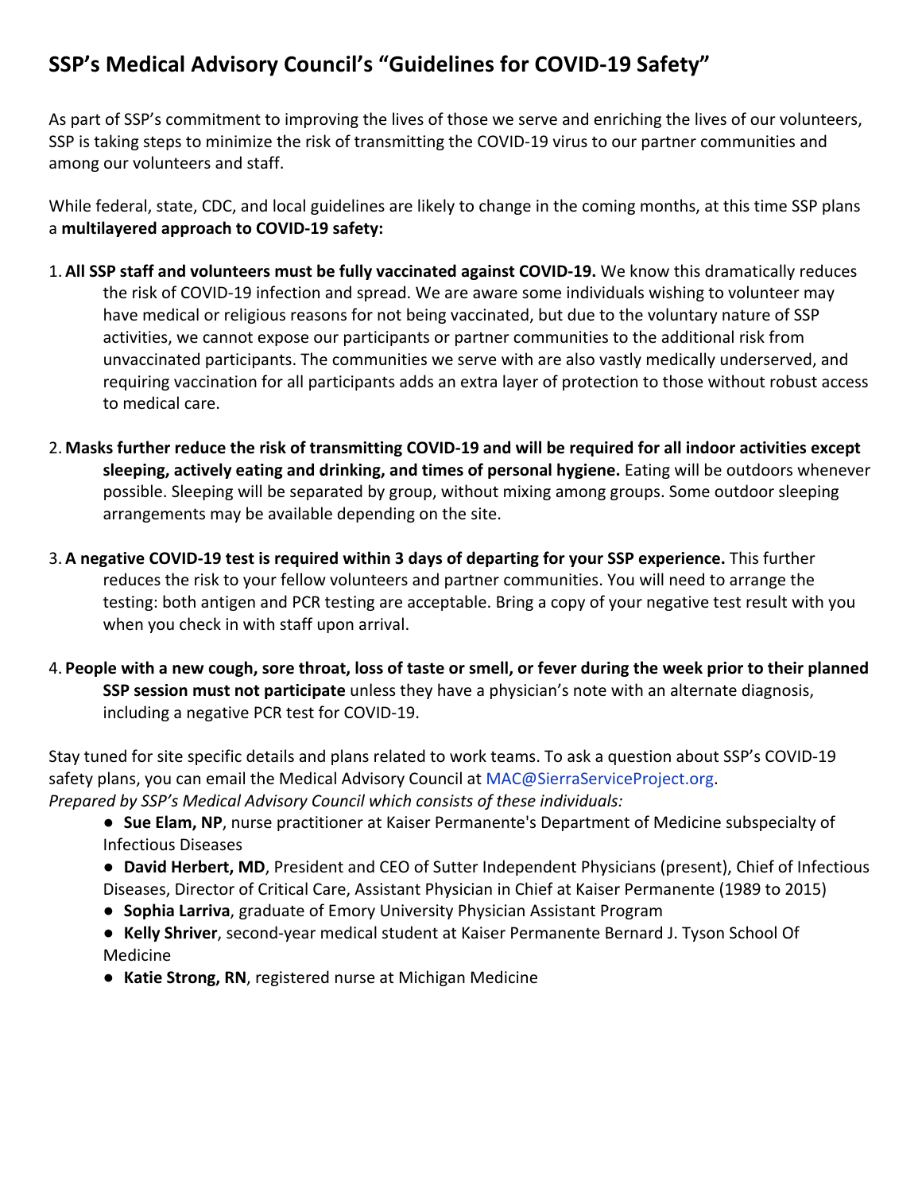## SSP's Medical Advisory Council's "Guidelines for COVID-19 Safety"

As part of SSP's commitment to improving the lives of those we serve and enriching the lives of our volunteers, SSP is taking steps to minimize the risk of transmitting the COVID-19 virus to our partner communities and among our volunteers and staff.

While federal, state, CDC, and local guidelines are likely to change in the coming months, at this time SSP plans a **multilayered approach to COVID-19 safety:**

1. **All SSP staff and volunteers must be fully vaccinated against COVID-19.** We know this dramatically reduces the risk of COVID-19 infection and spread. We are aware some individuals wishing to volunteer may have medical or religious reasons for not being vaccinated, but due to the voluntary nature of SSP activities, we cannot expose our participants or partner communities to the additional risk from unvaccinated participants. The communities we serve with are also vastly medically underserved, and requiring vaccination for all participants adds an extra layer of protection to those without robust access to medical care.

2. **Masks further reduce the risk of transmitting COVID-19 and will be required for all indoor activities except sleeping, actively eating and drinking, and times of personal hygiene.** Eating will be outdoors whenever possible. Sleeping will be separated by group, without mixing among groups. Some outdoor sleeping arrangements may be available depending on the site.

3. **A negative COVID-19 test is required within 3 days of departing for your SSP experience.** This further reduces the risk to your fellow volunteers and partner communities. You will need to arrange the testing: both antigen and PCR testing are acceptable. Bring a copy of your negative test result with you when you check in with staff upon arrival.

4. **People with a new cough, sore throat, loss of taste or smell, or fever during the week prior to their planned SSP session must not participate** unless they have a physician's note with an alternate diagnosis, including a negative PCR test for COVID-19.

Stay tuned for site specific details and plans related to work teams. To ask a question about SSP's COVID-19 safety plans, you can email the Medical Advisory Council at MAC@SierraServiceProject.org.
*Prepared by SSP's Medical Advisory Council which consists of these individuals:*

- **Sue Elam, NP**, nurse practitioner at Kaiser Permanente's Department of Medicine subspecialty of Infectious Diseases
- **David Herbert, MD**, President and CEO of Sutter Independent Physicians (present), Chief of Infectious Diseases, Director of Critical Care, Assistant Physician in Chief at Kaiser Permanente (1989 to 2015)
- **Sophia Larriva**, graduate of Emory University Physician Assistant Program
- **Kelly Shriver**, second-year medical student at Kaiser Permanente Bernard J. Tyson School Of Medicine
- **Katie Strong, RN**, registered nurse at Michigan Medicine